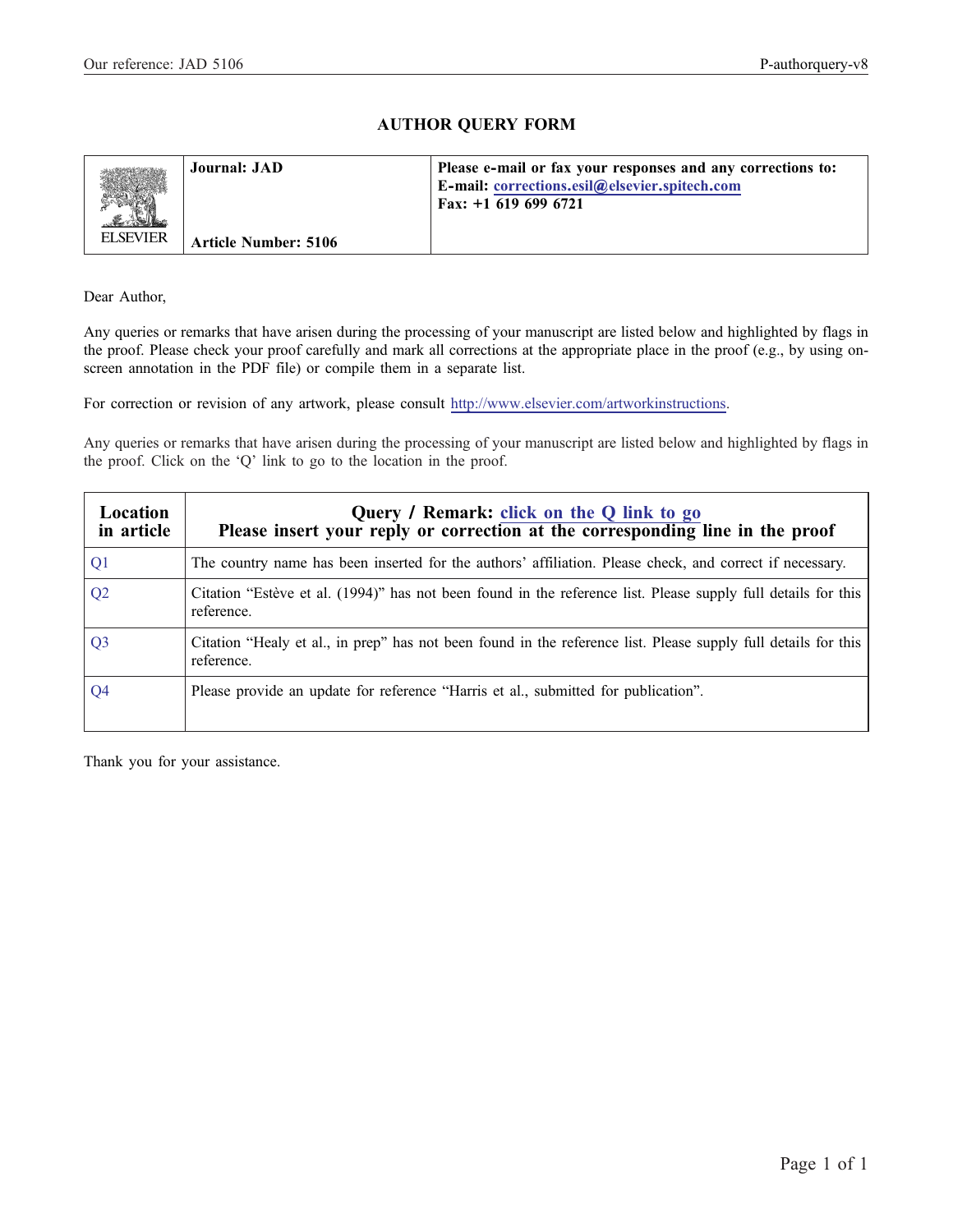Our reference: JAD 5106 P-authorquery-v8

# AUTHOR QUERY FORM

| ELSEVIER | Journal: JAD<br><br>Article Number: 5106 | Please e-mail or fax your responses and any corrections to:<br>E-mail: corrections.esil@elsevier.spitech.com<br>Fax: +1 619 699 6721 |
|---|---|---|

Dear Author,

Any queries or remarks that have arisen during the processing of your manuscript are listed below and highlighted by flags in the proof. Please check your proof carefully and mark all corrections at the appropriate place in the proof (e.g., by using on-screen annotation in the PDF file) or compile them in a separate list.

For correction or revision of any artwork, please consult http://www.elsevier.com/artworkinstructions.

Any queries or remarks that have arisen during the processing of your manuscript are listed below and highlighted by flags in the proof. Click on the 'Q' link to go to the location in the proof.

| Location in article | Query / Remark: click on the Q link to go<br>Please insert your reply or correction at the corresponding line in the proof |
|---|---|
| Q1 | The country name has been inserted for the authors' affiliation. Please check, and correct if necessary. |
| Q2 | Citation "Estève et al. (1994)" has not been found in the reference list. Please supply full details for this reference. |
| Q3 | Citation "Healy et al., in prep" has not been found in the reference list. Please supply full details for this reference. |
| Q4 | Please provide an update for reference "Harris et al., submitted for publication". |

Thank you for your assistance.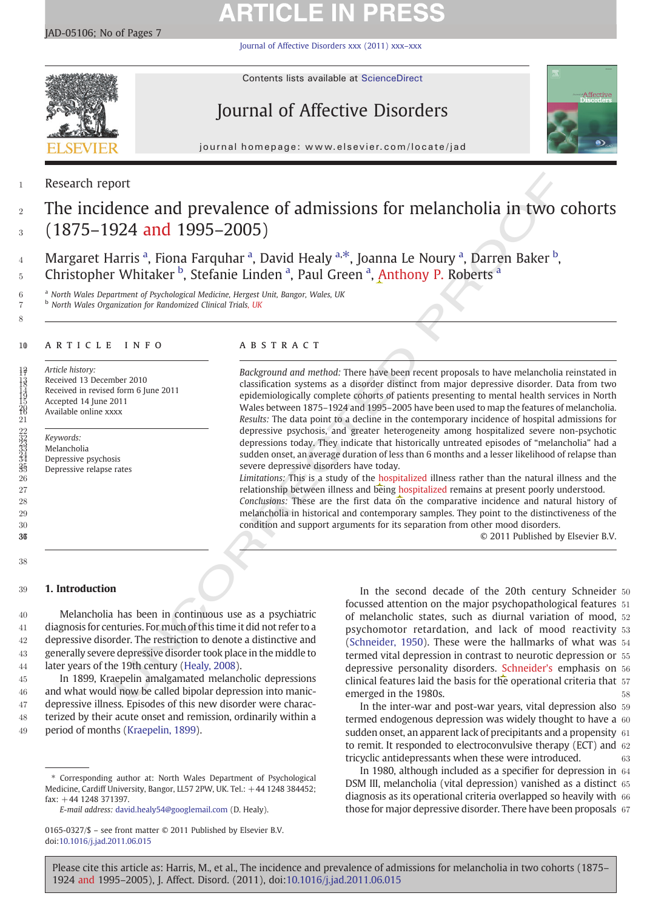Research report

# The incidence and prevalence of admissions for melancholia in two cohorts (1875–1924 and 1995–2005)

Margaret Harris [a], Fiona Farquhar [a], David Healy [a,*], Joanna Le Noury [a], Darren Baker [b], Christopher Whitaker [b], Stefanie Linden [a], Paul Green [a], Anthony P. Roberts [a]

[a] North Wales Department of Psychological Medicine, Hergest Unit, Bangor, Wales, UK
[b] North Wales Organization for Randomized Clinical Trials, UK

## ARTICLE INFO

*Article history:*
Received 13 December 2010
Received in revised form 6 June 2011
Accepted 14 June 2011
Available online xxxx

*Keywords:*
Melancholia
Depressive psychosis
Depressive relapse rates

## ABSTRACT

*Background and method:* There have been recent proposals to have melancholia reinstated in classification systems as a disorder distinct from major depressive disorder. Data from two epidemiologically complete cohorts of patients presenting to mental health services in North Wales between 1875–1924 and 1995–2005 have been used to map the features of melancholia.
*Results:* The data point to a decline in the contemporary incidence of hospital admissions for depressive psychosis, and greater heterogeneity among hospitalized severe non-psychotic depressions today. They indicate that historically untreated episodes of "melancholia" had a sudden onset, an average duration of less than 6 months and a lesser likelihood of relapse than severe depressive disorders have today.
*Limitations:* This is a study of the hospitalized illness rather than the natural illness and the relationship between illness and being hospitalized remains at present poorly understood.
*Conclusions:* These are the first data on the comparative incidence and natural history of melancholia in historical and contemporary samples. They point to the distinctiveness of the condition and support arguments for its separation from other mood disorders.

© 2011 Published by Elsevier B.V.

## 1. Introduction

Melancholia has been in continuous use as a psychiatric diagnosis for centuries. For much of this time it did not refer to a depressive disorder. The restriction to denote a distinctive and generally severe depressive disorder took place in the middle to later years of the 19th century (Healy, 2008).

In 1899, Kraepelin amalgamated melancholic depressions and what would now be called bipolar depression into manic-depressive illness. Episodes of this new disorder were characterized by their acute onset and remission, ordinarily within a period of months (Kraepelin, 1899).

In the second decade of the 20th century Schneider focussed attention on the major psychopathological features of melancholic states, such as diurnal variation of mood, psychomotor retardation, and lack of mood reactivity (Schneider, 1950). These were the hallmarks of what was termed vital depression in contrast to neurotic depression or depressive personality disorders. Schneider's emphasis on clinical features laid the basis for the operational criteria that emerged in the 1980s.

In the inter-war and post-war years, vital depression also termed endogenous depression was widely thought to have a sudden onset, an apparent lack of precipitants and a propensity to remit. It responded to electroconvulsive therapy (ECT) and tricyclic antidepressants when these were introduced.

In 1980, although included as a specifier for depression in DSM III, melancholia (vital depression) vanished as a distinct diagnosis as its operational criteria overlapped so heavily with those for major depressive disorder. There have been proposals

\* Corresponding author at: North Wales Department of Psychological Medicine, Cardiff University, Bangor, LL57 2PW, UK. Tel.: +44 1248 384452; fax: +44 1248 371397.
*E-mail address:* david.healy54@googlemail.com (D. Healy).

0165-0327/$ – see front matter © 2011 Published by Elsevier B.V.
doi:10.1016/j.jad.2011.06.015

Please cite this article as: Harris, M., et al., The incidence and prevalence of admissions for melancholia in two cohorts (1875–1924 and 1995–2005), J. Affect. Disord. (2011), doi:10.1016/j.jad.2011.06.015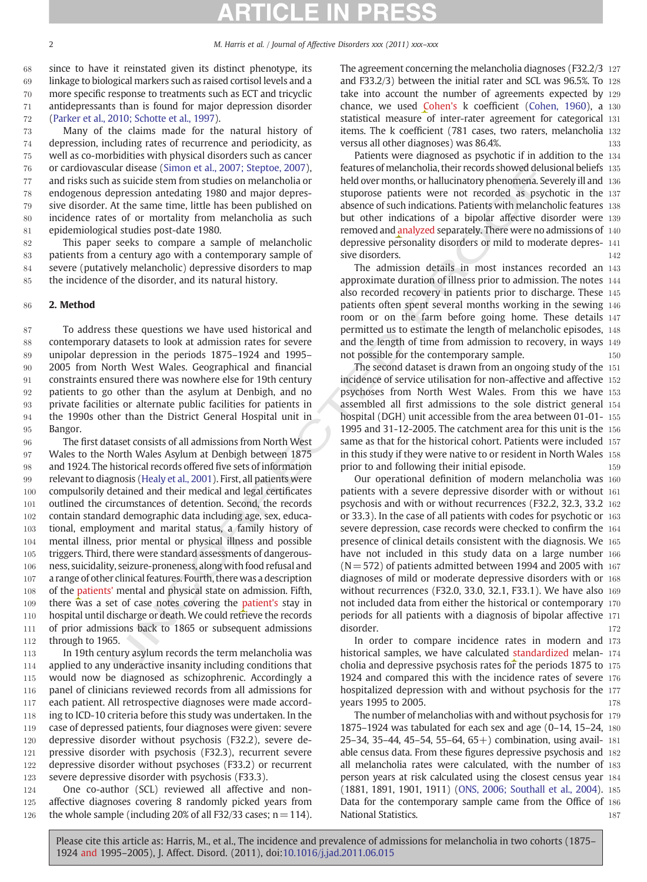since to have it reinstated given its distinct phenotype, its linkage to biological markers such as raised cortisol levels and a more specific response to treatments such as ECT and tricyclic antidepressants than is found for major depression disorder (Parker et al., 2010; Schotte et al., 1997).

Many of the claims made for the natural history of depression, including rates of recurrence and periodicity, as well as co-morbidities with physical disorders such as cancer or cardiovascular disease (Simon et al., 2007; Steptoe, 2007), and risks such as suicide stem from studies on melancholia or endogenous depression antedating 1980 and major depressive disorder. At the same time, little has been published on incidence rates of or mortality from melancholia as such epidemiological studies post-date 1980.

This paper seeks to compare a sample of melancholic patients from a century ago with a contemporary sample of severe (putatively melancholic) depressive disorders to map the incidence of the disorder, and its natural history.

## 2. Method

To address these questions we have used historical and contemporary datasets to look at admission rates for severe unipolar depression in the periods 1875–1924 and 1995–2005 from North West Wales. Geographical and financial constraints ensured there was nowhere else for 19th century patients to go other than the asylum at Denbigh, and no private facilities or alternate public facilities for patients in the 1990s other than the District General Hospital unit in Bangor.

The first dataset consists of all admissions from North West Wales to the North Wales Asylum at Denbigh between 1875 and 1924. The historical records offered five sets of information relevant to diagnosis (Healy et al., 2001). First, all patients were compulsorily detained and their medical and legal certificates outlined the circumstances of detention. Second, the records contain standard demographic data including age, sex, educational, employment and marital status, a family history of mental illness, prior mental or physical illness and possible triggers. Third, there were standard assessments of dangerousness, suicidality, seizure-proneness, along with food refusal and a range of other clinical features. Fourth, there was a description of the patients' mental and physical state on admission. Fifth, there was a set of case notes covering the patient's stay in hospital until discharge or death. We could retrieve the records of prior admissions back to 1865 or subsequent admissions through to 1965.

In 19th century asylum records the term melancholia was applied to any underactive insanity including conditions that would now be diagnosed as schizophrenic. Accordingly a panel of clinicians reviewed records from all admissions for each patient. All retrospective diagnoses were made according to ICD-10 criteria before this study was undertaken. In the case of depressed patients, four diagnoses were given: severe depressive disorder without psychosis (F32.2), severe depressive disorder with psychosis (F32.3), recurrent severe depressive disorder without psychoses (F33.2) or recurrent severe depressive disorder with psychosis (F33.3).

One co-author (SCL) reviewed all affective and non-affective diagnoses covering 8 randomly picked years from the whole sample (including 20% of all F32/33 cases; n = 114). The agreement concerning the melancholia diagnoses (F32.2/3 and F33.2/3) between the initial rater and SCL was 96.5%. To take into account the number of agreements expected by chance, we used Cohen's k coefficient (Cohen, 1960), a statistical measure of inter-rater agreement for categorical items. The k coefficient (781 cases, two raters, melancholia versus all other diagnoses) was 86.4%.

Patients were diagnosed as psychotic if in addition to the features of melancholia, their records showed delusional beliefs held over months, or hallucinatory phenomena. Severely ill and stuporose patients were not recorded as psychotic in the absence of such indications. Patients with melancholic features but other indications of a bipolar affective disorder were removed and analyzed separately. There were no admissions of depressive personality disorders or mild to moderate depressive disorders.

The admission details in most instances recorded an approximate duration of illness prior to admission. The notes also recorded recovery in patients prior to discharge. These patients often spent several months working in the sewing room or on the farm before going home. These details permitted us to estimate the length of melancholic episodes, and the length of time from admission to recovery, in ways not possible for the contemporary sample.

The second dataset is drawn from an ongoing study of the incidence of service utilisation for non-affective and affective psychoses from North West Wales. From this we have assembled all first admissions to the sole district general hospital (DGH) unit accessible from the area between 01-01-1995 and 31-12-2005. The catchment area for this unit is the same as that for the historical cohort. Patients were included in this study if they were native to or resident in North Wales prior to and following their initial episode.

Our operational definition of modern melancholia was patients with a severe depressive disorder with or without psychosis and with or without recurrences (F32.2, 32.3, 33.2 or 33.3). In the case of all patients with codes for psychotic or severe depression, case records were checked to confirm the presence of clinical details consistent with the diagnosis. We have not included in this study data on a large number (N = 572) of patients admitted between 1994 and 2005 with diagnoses of mild or moderate depressive disorders with or without recurrences (F32.0, 33.0, 32.1, F33.1). We have also not included data from either the historical or contemporary periods for all patients with a diagnosis of bipolar affective disorder.

In order to compare incidence rates in modern and historical samples, we have calculated standardized melancholia and depressive psychosis rates for the periods 1875 to 1924 and compared this with the incidence rates of severe hospitalized depression with and without psychosis for the years 1995 to 2005.

The number of melancholias with and without psychosis for 1875–1924 was tabulated for each sex and age (0–14, 15–24, 25–34, 35–44, 45–54, 55–64, 65+) combination, using available census data. From these figures depressive psychosis and all melancholia rates were calculated, with the number of person years at risk calculated using the closest census year (1881, 1891, 1901, 1911) (ONS, 2006; Southall et al., 2004). Data for the contemporary sample came from the Office of National Statistics.

Please cite this article as: Harris, M., et al., The incidence and prevalence of admissions for melancholia in two cohorts (1875–1924 and 1995–2005), J. Affect. Disord. (2011), doi:10.1016/j.jad.2011.06.015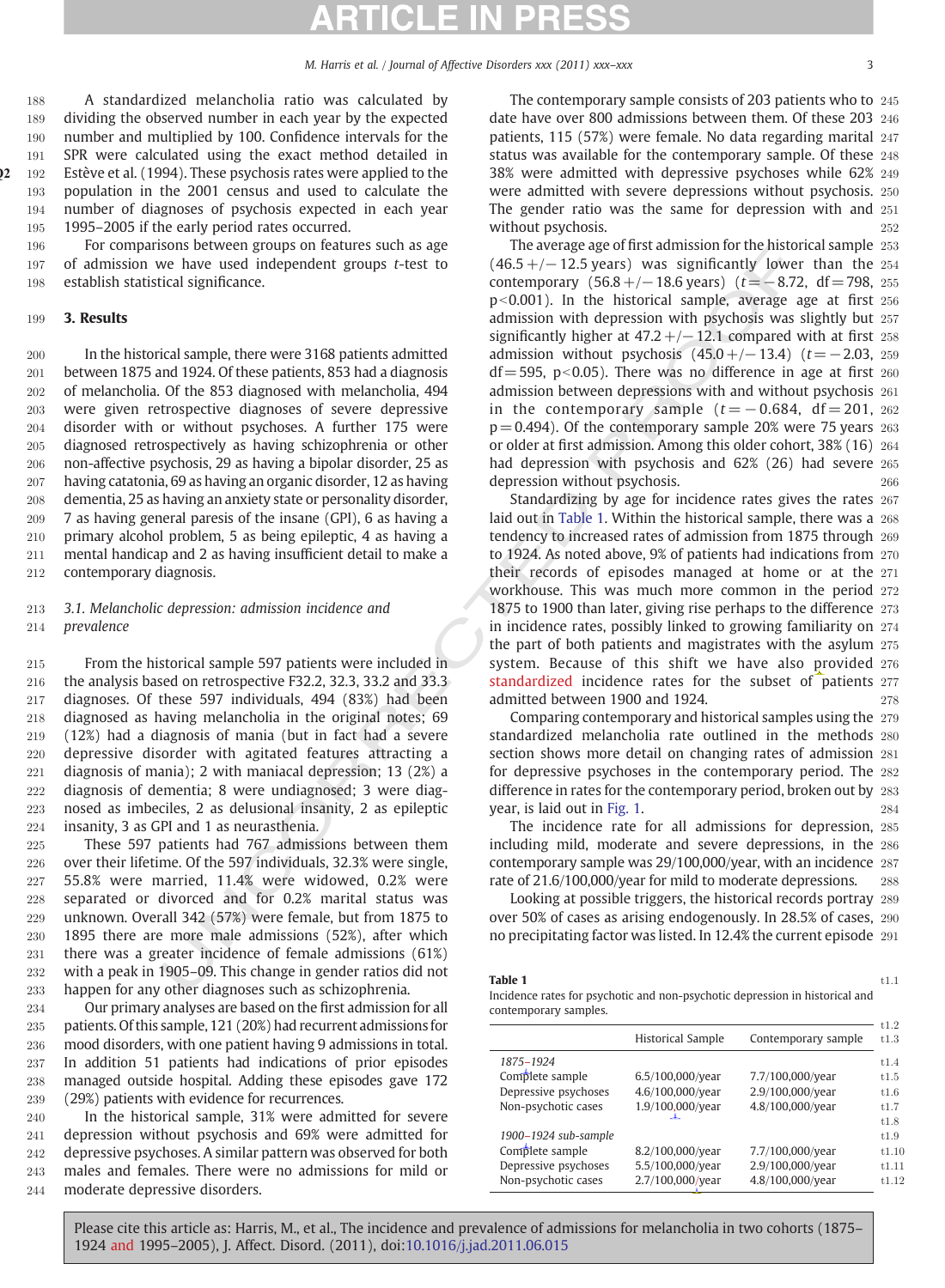A standardized melancholia ratio was calculated by dividing the observed number in each year by the expected number and multiplied by 100. Confidence intervals for the SPR were calculated using the exact method detailed in Estève et al. (1994). These psychosis rates were applied to the population in the 2001 census and used to calculate the number of diagnoses of psychosis expected in each year 1995–2005 if the early period rates occurred.

For comparisons between groups on features such as age of admission we have used independent groups *t*-test to establish statistical significance.

## 3. Results

In the historical sample, there were 3168 patients admitted between 1875 and 1924. Of these patients, 853 had a diagnosis of melancholia. Of the 853 diagnosed with melancholia, 494 were given retrospective diagnoses of severe depressive disorder with or without psychoses. A further 175 were diagnosed retrospectively as having schizophrenia or other non-affective psychosis, 29 as having a bipolar disorder, 25 as having catatonia, 69 as having an organic disorder, 12 as having dementia, 25 as having an anxiety state or personality disorder, 7 as having general paresis of the insane (GPI), 6 as having a primary alcohol problem, 5 as being epileptic, 4 as having a mental handicap and 2 as having insufficient detail to make a contemporary diagnosis.

### 3.1. Melancholic depression: admission incidence and prevalence

From the historical sample 597 patients were included in the analysis based on retrospective F32.2, 32.3, 33.2 and 33.3 diagnoses. Of these 597 individuals, 494 (83%) had been diagnosed as having melancholia in the original notes; 69 (12%) had a diagnosis of mania (but in fact had a severe depressive disorder with agitated features attracting a diagnosis of mania); 2 with maniacal depression; 13 (2%) a diagnosis of dementia; 8 were undiagnosed; 3 were diagnosed as imbeciles, 2 as delusional insanity, 2 as epileptic insanity, 3 as GPI and 1 as neurasthenia.

These 597 patients had 767 admissions between them over their lifetime. Of the 597 individuals, 32.3% were single, 55.8% were married, 11.4% were widowed, 0.2% were separated or divorced and for 0.2% marital status was unknown. Overall 342 (57%) were female, but from 1875 to 1895 there are more male admissions (52%), after which there was a greater incidence of female admissions (61%) with a peak in 1905–09. This change in gender ratios did not happen for any other diagnoses such as schizophrenia.

Our primary analyses are based on the first admission for all patients. Of this sample, 121 (20%) had recurrent admissions for mood disorders, with one patient having 9 admissions in total. In addition 51 patients had indications of prior episodes managed outside hospital. Adding these episodes gave 172 (29%) patients with evidence for recurrences.

In the historical sample, 31% were admitted for severe depression without psychosis and 69% were admitted for severe depressive psychoses. A similar pattern was observed for both males and females. There were no admissions for mild or moderate depressive disorders.

The contemporary sample consists of 203 patients who to date have over 800 admissions between them. Of these 203 patients, 115 (57%) were female. No data regarding marital status was available for the contemporary sample. Of these 38% were admitted with depressive psychoses while 62% were admitted with severe depressions without psychosis. The gender ratio was the same for depression with and without psychosis.

The average age of first admission for the historical sample (46.5 +/− 12.5 years) was significantly lower than the contemporary (56.8 +/− 18.6 years) ($t = -8.72$, $df = 798$, $p < 0.001$). In the historical sample, average age at first admission with depression with psychosis was slightly but significantly higher at 47.2 +/− 12.1 compared with at first admission without psychosis (45.0 +/− 13.4) ($t = -2.03$, $df = 595$, $p < 0.05$). There was no difference in age at first admission between depressions with and without psychosis in the contemporary sample ($t = -0.684$, $df = 201$, $p = 0.494$). Of the contemporary sample 20% were 75 years or older at first admission. Among this older cohort, 38% (16) had depression with psychosis and 62% (26) had severe depression without psychosis.

Standardizing by age for incidence rates gives the rates laid out in Table 1. Within the historical sample, there was a tendency to increased rates of admission from 1875 through to 1924. As noted above, 9% of patients had indications from their records of episodes managed at home or at the workhouse. This was much more common in the period 1875 to 1900 than later, giving rise perhaps to the difference in incidence rates, possibly linked to growing familiarity on the part of both patients and magistrates with the asylum system. Because of this shift we have also provided standardized incidence rates for the subset of patients admitted between 1900 and 1924.

Comparing contemporary and historical samples using the standardized melancholia rate outlined in the methods section shows more detail on changing rates of admission for depressive psychoses for the contemporary period. The difference in rates for the contemporary period, broken out by year, is laid out in Fig. 1.

The incidence rate for all admissions for depression, including mild, moderate and severe depressions, in the contemporary sample was 29/100,000/year, with an incidence rate of 21.6/100,000/year for mild to moderate depressions.

Looking at possible triggers, the historical records portray over 50% of cases as arising endogenously. In 28.5% of cases, no precipitating factor was listed. In 12.4% the current episode

**Table 1**
Incidence rates for psychotic and non-psychotic depression in historical and contemporary samples.

| | Historical Sample | Contemporary sample |
|---|---|---|
| *1875–1924* | | |
| Complete sample | 6.5/100,000/year | 7.7/100,000/year |
| Depressive psychoses | 4.6/100,000/year | 2.9/100,000/year |
| Non-psychotic cases | 1.9/100,000/year | 4.8/100,000/year |
| *1900–1924 sub-sample* | | |
| Complete sample | 8.2/100,000/year | 7.7/100,000/year |
| Depressive psychoses | 5.5/100,000/year | 2.9/100,000/year |
| Non-psychotic cases | 2.7/100,000/year | 4.8/100,000/year |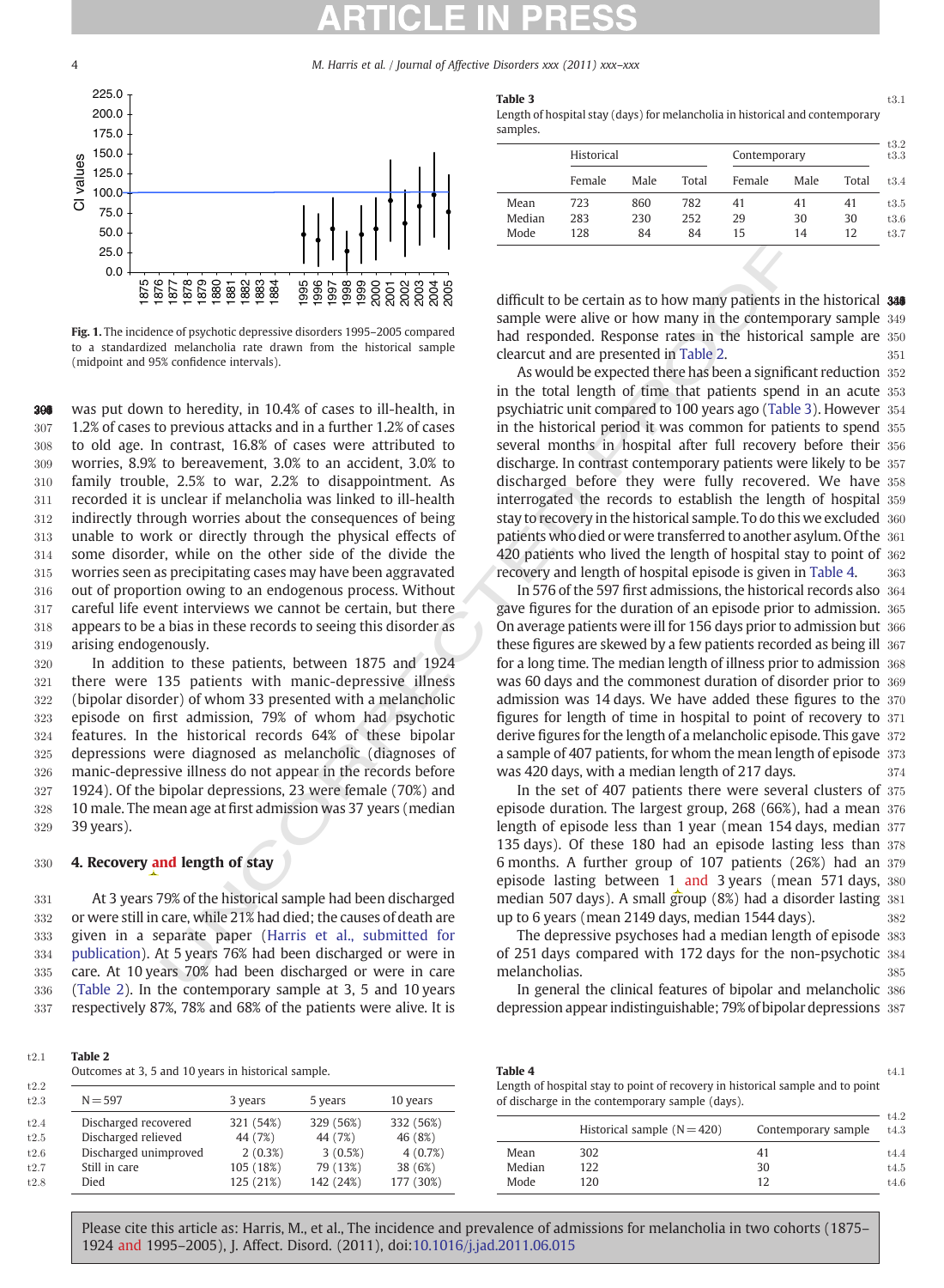Fig. 1. The incidence of psychotic depressive disorders 1995–2005 compared to a standardized melancholia rate drawn from the historical sample (midpoint and 95% confidence intervals).

was put down to heredity, in 10.4% of cases to ill-health, in 1.2% of cases to previous attacks and in a further 1.2% of cases to old age. In contrast, 16.8% of cases were attributed to worries, 8.9% to bereavement, 3.0% to an accident, 3.0% to family trouble, 2.5% to war, 2.2% to disappointment. As recorded it is unclear if melancholia was linked to ill-health indirectly through worries about the consequences of being unable to work or directly through the physical effects of some disorder, while on the other side of the divide the worries seen as precipitating cases may have been aggravated out of proportion owing to an endogenous process. Without careful life event interviews we cannot be certain, but there appears to be a bias in these records to seeing this disorder as arising endogenously.

In addition to these patients, between 1875 and 1924 there were 135 patients with manic-depressive illness (bipolar disorder) of whom 33 presented with a melancholic episode on first admission, 79% of whom had psychotic features. In the historical records 64% of these bipolar depressions were diagnosed as melancholic (diagnoses of manic-depressive illness do not appear in the records before 1924). Of the bipolar depressions, 23 were female (70%) and 10 male. The mean age at first admission was 37 years (median 39 years).

## 4. Recovery and length of stay

At 3 years 79% of the historical sample had been discharged or were still in care, while 21% had died; the causes of death are given in a separate paper (Harris et al., submitted for publication). At 5 years 76% had been discharged or were in care. At 10 years 70% had been discharged or were in care (Table 2). In the contemporary sample at 3, 5 and 10 years respectively 87%, 78% and 68% of the patients were alive. It is difficult to be certain as to how many patients in the historical sample were alive or how many in the contemporary sample had responded. Response rates in the historical sample are clearcut and are presented in Table 2.

As would be expected there has been a significant reduction in the total length of time that patients spend in an acute psychiatric unit compared to 100 years ago (Table 3). However in the historical period it was common for patients to spend several months in hospital after full recovery before their discharge. In contrast contemporary patients were likely to be discharged before they were fully recovered. We have interrogated the records to establish the length of hospital stay to recovery in the historical sample. To do this we excluded patients who died or were transferred to another asylum. Of the 420 patients who lived the length of hospital stay to point of recovery and length of hospital episode is given in Table 4.

In 576 of the 597 first admissions, the historical records also gave figures for the duration of an episode prior to admission. On average patients were ill for 156 days prior to admission but these figures are skewed by a few patients recorded as being ill for a long time. The median length of illness prior to admission was 60 days and the commonest duration of disorder prior to admission was 14 days. We have added these figures to the figures for length of time in hospital to point of recovery to derive figures for the length of a melancholic episode. This gave a sample of 407 patients, for whom the mean length of episode was 420 days, with a median length of 217 days.

In the set of 407 patients there were several clusters of episode duration. The largest group, 268 (66%), had a mean length of episode less than 1 year (mean 154 days, median 135 days). Of these 180 had an episode lasting less than 6 months. A further group of 107 patients (26%) had an episode lasting between 1 and 3 years (mean 571 days, median 507 days). A small group (8%) had a disorder lasting up to 6 years (mean 2149 days, median 1544 days).

The depressive psychoses had a median length of episode of 251 days compared with 172 days for the non-psychotic melancholias.

In general the clinical features of bipolar and melancholic depression appear indistinguishable; 79% of bipolar depressions

**Table 2**
Outcomes at 3, 5 and 10 years in historical sample.

| N = 597 | 3 years | 5 years | 10 years |
|---|---|---|---|
| Discharged recovered | 321 (54%) | 329 (56%) | 332 (56%) |
| Discharged relieved | 44 (7%) | 44 (7%) | 46 (8%) |
| Discharged unimproved | 2 (0.3%) | 3 (0.5%) | 4 (0.7%) |
| Still in care | 105 (18%) | 79 (13%) | 38 (6%) |
| Died | 125 (21%) | 142 (24%) | 177 (30%) |

**Table 3**
Length of hospital stay (days) for melancholia in historical and contemporary samples.

| | Historical | | | Contemporary | | |
|---|---|---|---|---|---|---|
| | Female | Male | Total | Female | Male | Total |
| Mean | 723 | 860 | 782 | 41 | 41 | 41 |
| Median | 283 | 230 | 252 | 29 | 30 | 30 |
| Mode | 128 | 84 | 84 | 15 | 14 | 12 |

**Table 4**
Length of hospital stay to point of recovery in historical sample and to point of discharge in the contemporary sample (days).

| | Historical sample (N = 420) | Contemporary sample |
|---|---|---|
| Mean | 302 | 41 |
| Median | 122 | 30 |
| Mode | 120 | 12 |

Please cite this article as: Harris, M., et al., The incidence and prevalence of admissions for melancholia in two cohorts (1875–1924 and 1995–2005), J. Affect. Disord. (2011), doi:10.1016/j.jad.2011.06.015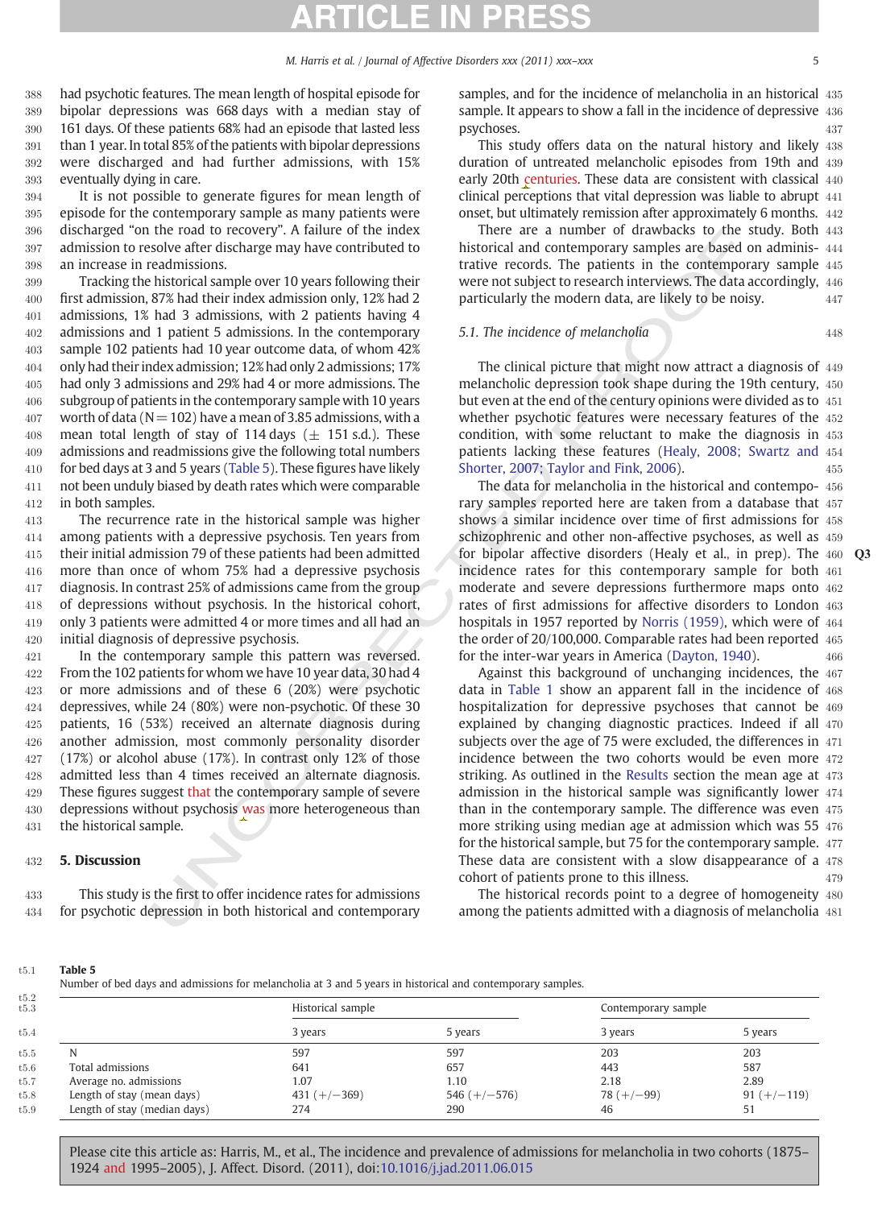had psychotic features. The mean length of hospital episode for bipolar depressions was 668 days with a median stay of 161 days. Of these patients 68% had an episode that lasted less than 1 year. In total 85% of the patients with bipolar depressions were discharged and had further admissions, with 15% eventually dying in care.

It is not possible to generate figures for mean length of episode for the contemporary sample as many patients were discharged "on the road to recovery". A failure of the index admission to resolve after discharge may have contributed to an increase in readmissions.

Tracking the historical sample over 10 years following their first admission, 87% had their index admission only, 12% had 2 admissions, 1% had 3 admissions, with 2 patients having 4 admissions and 1 patient 5 admissions. In the contemporary sample 102 patients had 10 year outcome data, of whom 42% only had their index admission; 12% had only 2 admissions; 17% had only 3 admissions and 29% had 4 or more admissions. The subgroup of patients in the contemporary sample with 10 years worth of data (N = 102) have a mean of 3.85 admissions, with a mean total length of stay of 114 days (± 151 s.d.). These admissions and readmissions give the following total numbers for bed days at 3 and 5 years (Table 5). These figures have likely not been unduly biased by death rates which were comparable in both samples.

The recurrence rate in the historical sample was higher among patients with a depressive psychosis. Ten years from their initial admission 79 of these patients had been admitted more than once of whom 75% had a depressive psychosis diagnosis. In contrast 25% of admissions came from the group of depressions without psychosis. In the historical cohort, only 3 patients were admitted 4 or more times and all had an initial diagnosis of depressive psychosis.

In the contemporary sample this pattern was reversed. From the 102 patients for whom we have 10 year data, 30 had 4 or more admissions and of these 6 (20%) were psychotic depressives, while 24 (80%) were non-psychotic. Of these 30 patients, 16 (53%) received an alternate diagnosis during another admission, most commonly personality disorder (17%) or alcohol abuse (17%). In contrast only 12% of those admitted less than 4 times received an alternate diagnosis. These figures suggest that the contemporary sample of severe depressions without psychosis was more heterogeneous than the historical sample.

## 5. Discussion

This study is the first to offer incidence rates for admissions for psychotic depression in both historical and contemporary samples, and for the incidence of melancholia in an historical sample. It appears to show a fall in the incidence of depressive psychoses.

This study offers data on the natural history and likely duration of untreated melancholic episodes from 19th and early 20th centuries. These data are consistent with classical clinical perceptions that vital depression was liable to abrupt onset, but ultimately remission after approximately 6 months.

There are a number of drawbacks to the study. Both historical and contemporary samples are based on administrative records. The patients in the contemporary sample were not subject to research interviews. The data accordingly, particularly the modern data, are likely to be noisy.

### 5.1. The incidence of melancholia

The clinical picture that might now attract a diagnosis of melancholic depression took shape during the 19th century, but even at the end of the century opinions were divided as to whether psychotic features were necessary features of the condition, with some reluctant to make the diagnosis in patients lacking these features (Healy, 2008; Swartz and Shorter, 2007; Taylor and Fink, 2006).

The data for melancholia in the historical and contemporary samples reported here are taken from a database that shows a similar incidence over time of first admissions for schizophrenic and other non-affective psychoses, as well as for bipolar affective disorders (Healy et al., in prep). The incidence rates for this contemporary sample for both moderate and severe depressions furthermore maps onto rates of first admissions for affective disorders to London hospitals in 1957 reported by Norris (1959), which were of the order of 20/100,000. Comparable rates had been reported for the inter-war years in America (Dayton, 1940).

Against this background of unchanging incidences, the data in Table 1 show an apparent fall in the incidence of hospitalization for depressive psychoses that cannot be explained by changing diagnostic practices. Indeed if all subjects over the age of 75 were excluded, the differences in incidence between the two cohorts would be even more striking. As outlined in the Results section the mean age at admission in the historical sample was significantly lower than in the contemporary sample. The difference was even more striking using median age at admission which was 55 for the historical sample, but 75 for the contemporary sample. These data are consistent with a slow disappearance of a cohort of patients prone to this illness.

The historical records point to a degree of homogeneity among the patients admitted with a diagnosis of melancholia

**Table 5**
Number of bed days and admissions for melancholia at 3 and 5 years in historical and contemporary samples.

| | Historical sample | | Contemporary sample | |
|---|---|---|---|---|
| | 3 years | 5 years | 3 years | 5 years |
| N | 597 | 597 | 203 | 203 |
| Total admissions | 641 | 657 | 443 | 587 |
| Average no. admissions | 1.07 | 1.10 | 2.18 | 2.89 |
| Length of stay (mean days) | 431 (+/−369) | 546 (+/−576) | 78 (+/−99) | 91 (+/−119) |
| Length of stay (median days) | 274 | 290 | 46 | 51 |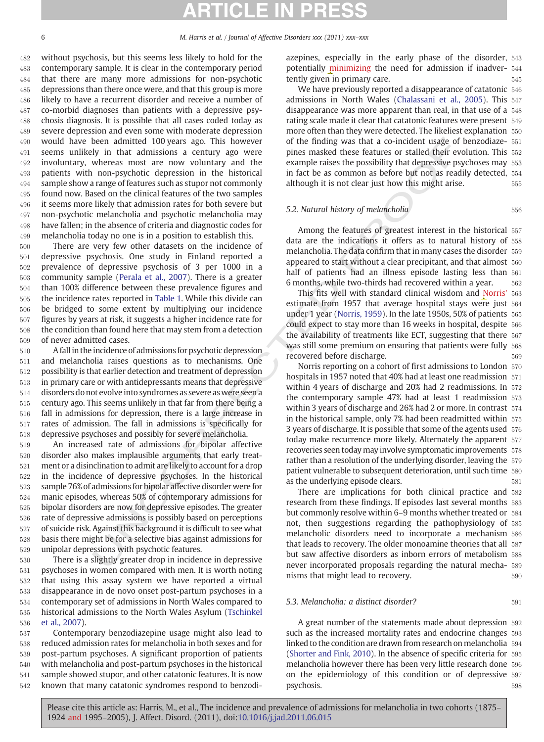without psychosis, but this seems less likely to hold for the contemporary sample. It is clear in the contemporary period that there are many more admissions for non-psychotic depressions than there once were, and that this group is more likely to have a recurrent disorder and receive a number of co-morbid diagnoses than patients with a depressive psychosis diagnosis. It is possible that all cases coded today as severe depression and even some with moderate depression would have been admitted 100 years ago. This however seems unlikely in that admissions a century ago were involuntary, whereas most are now voluntary and the patients with non-psychotic depression in the historical sample show a range of features such as stupor not commonly found now. Based on the clinical features of the two samples it seems more likely that admission rates for both severe but non-psychotic melancholia and psychotic melancholia may have fallen; in the absence of criteria and diagnostic codes for melancholia today no one is in a position to establish this.

There are very few other datasets on the incidence of depressive psychosis. One study in Finland reported a prevalence of depressive psychosis of 3 per 1000 in a community sample (Perala et al., 2007). There is a greater than 100% difference between these prevalence figures and the incidence rates reported in Table 1. While this divide can be bridged to some extent by multiplying our incidence figures by years at risk, it suggests a higher incidence rate for the condition than found here that may stem from a detection of never admitted cases.

A fall in the incidence of admissions for psychotic depression and melancholia raises questions as to mechanisms. One possibility is that earlier detection and treatment of depression in primary care or with antidepressants means that depressive disorders do not evolve into syndromes as severe as were seen a century ago. This seems unlikely in that far from there being a fall in admissions for depression, there is a large increase in rates of admission. The fall in admissions is specifically for depressive psychoses and possibly for severe melancholia.

An increased rate of admissions for bipolar affective disorder also makes implausible arguments that early treatment or a disinclination to admit are likely to account for a drop in the incidence of depressive psychoses. In the historical sample 76% of admissions for bipolar affective disorder were for manic episodes, whereas 50% of contemporary admissions for bipolar disorders are now for depressive episodes. The greater rate of depressive admissions is possibly based on perceptions of suicide risk. Against this background it is difficult to see what basis there might be for a selective bias against admissions for unipolar depressions with psychotic features.

There is a slightly greater drop in incidence in depressive psychoses in women compared with men. It is worth noting that using this assay system we have reported a virtual disappearance in de novo onset post-partum psychoses in a contemporary set of admissions in North Wales compared to historical admissions to the North Wales Asylum (Tschinkel et al., 2007).

Contemporary benzodiazepine usage might also lead to reduced admission rates for melancholia in both sexes and for post-partum psychoses. A significant proportion of patients with melancholia and post-partum psychoses in the historical sample showed stupor, and other catatonic features. It is now known that many catatonic syndromes respond to benzodiazepines, especially in the early phase of the disorder, potentially minimizing the need for admission if inadvertently given in primary care.

We have previously reported a disappearance of catatonic admissions in North Wales (Chalassani et al., 2005). This disappearance was more apparent than real, in that use of a rating scale made it clear that catatonic features were present more often than they were detected. The likeliest explanation of the finding was that a co-incident usage of benzodiazepines masked these features or stalled their evolution. This example raises the possibility that depressive psychoses may in fact be as common as before but not as readily detected, although it is not clear just how this might arise.

### 5.2. Natural history of melancholia

Among the features of greatest interest in the historical data are the indications it offers as to natural history of melancholia. The data confirm that in many cases the disorder appeared to start without a clear precipitant, and that almost half of patients had an illness episode lasting less than 6 months, while two-thirds had recovered within a year.

This fits well with standard clinical wisdom and Norris' estimate from 1957 that average hospital stays were just under 1 year (Norris, 1959). In the late 1950s, 50% of patients could expect to stay more than 16 weeks in hospital, despite the availability of treatments like ECT, suggesting that there was still some premium on ensuring that patients were fully recovered before discharge.

Norris reporting on a cohort of first admissions to London hospitals in 1957 noted that 40% had at least one readmission within 4 years of discharge and 20% had 2 readmissions. In the contemporary sample 47% had at least 1 readmission within 3 years of discharge and 26% had 2 or more. In contrast in the historical sample, only 7% had been readmitted within 3 years of discharge. It is possible that some of the agents used today make recurrence more likely. Alternately the apparent recoveries seen today may involve symptomatic improvements rather than a resolution of the underlying disorder, leaving the patient vulnerable to subsequent deterioration, until such time as the underlying episode clears.

There are implications for both clinical practice and research from these findings. If episodes last several months but commonly resolve within 6–9 months whether treated or not, then suggestions regarding the pathophysiology of melancholic disorders need to incorporate a mechanism that leads to recovery. The older monoamine theories that all but saw affective disorders as inborn errors of metabolism never incorporated proposals regarding the natural mechanisms that might lead to recovery.

### 5.3. Melancholia: a distinct disorder?

A great number of the statements made about depression such as the increased mortality rates and endocrine changes linked to the condition are drawn from research on melancholia (Shorter and Fink, 2010). In the absence of specific criteria for melancholia however there has been very little research done on the epidemiology of this condition or of depressive psychosis.

Please cite this article as: Harris, M., et al., The incidence and prevalence of admissions for melancholia in two cohorts (1875–1924 and 1995–2005), J. Affect. Disord. (2011), doi:10.1016/j.jad.2011.06.015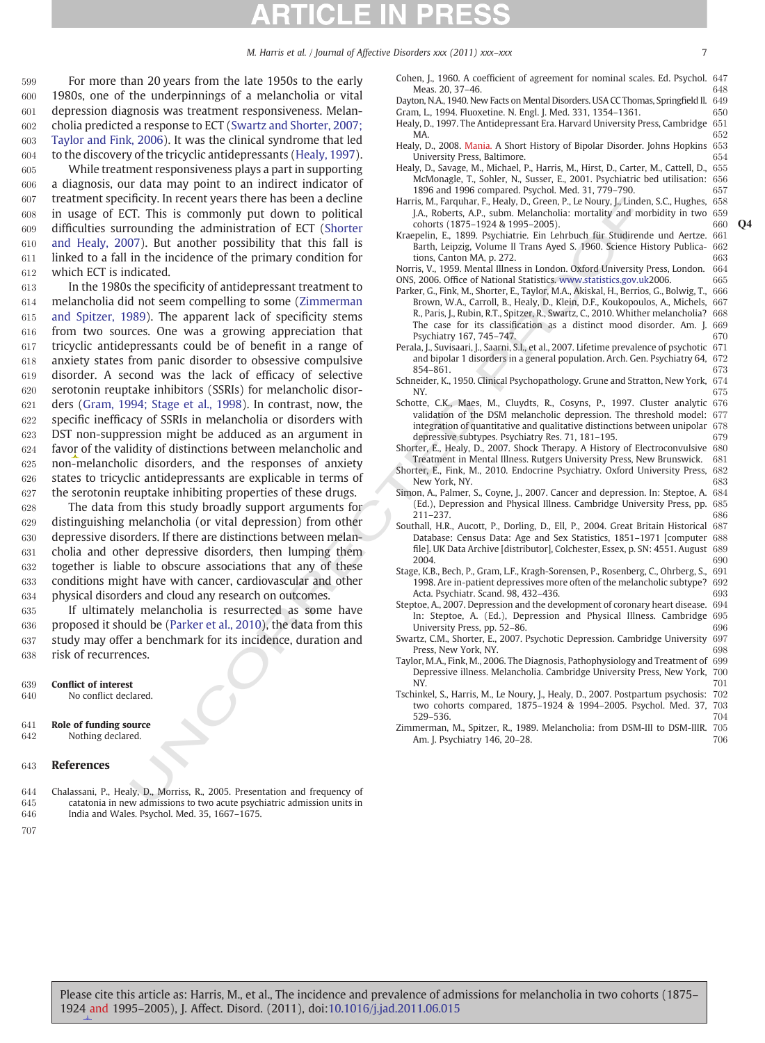For more than 20 years from the late 1950s to the early 1980s, one of the underpinnings of a melancholia or vital depression diagnosis was treatment responsiveness. Melancholia predicted a response to ECT (Swartz and Shorter, 2007; Taylor and Fink, 2006). It was the clinical syndrome that led to the discovery of the tricyclic antidepressants (Healy, 1997).

While treatment responsiveness plays a part in supporting a diagnosis, our data may point to an indirect indicator of treatment specificity. In recent years there has been a decline in usage of ECT. This is commonly put down to political difficulties surrounding the administration of ECT (Shorter and Healy, 2007). But another possibility that this fall is linked to a fall in the incidence of the primary condition for which ECT is indicated.

In the 1980s the specificity of antidepressant treatment to melancholia did not seem compelling to some (Zimmerman and Spitzer, 1989). The apparent lack of specificity stems from two sources. One was a growing appreciation that tricyclic antidepressants could be of benefit in a range of anxiety states from panic disorder to obsessive compulsive disorder. A second was the lack of efficacy of selective serotonin reuptake inhibitors (SSRIs) for melancholic disorders (Gram, 1994; Stage et al., 1998). In contrast, now, the specific inefficacy of SSRIs in melancholia or disorders with DST non-suppression might be adduced as an argument in favor of the validity of distinctions between melancholic and non-melancholic disorders, and the responses of anxiety states to tricyclic antidepressants are explicable in terms of the serotonin reuptake inhibiting properties of these drugs.

The data from this study broadly support arguments for distinguishing melancholia (or vital depression) from other depressive disorders. If there are distinctions between melancholia and other depressive disorders, then lumping them together is liable to obscure associations that any of these conditions might have with cancer, cardiovascular and other physical disorders and cloud any research on outcomes.

If ultimately melancholia is resurrected as some have proposed it should be (Parker et al., 2010), the data from this study may offer a benchmark for its incidence, duration and risk of recurrences.

**Conflict of interest**

No conflict declared.

**Role of funding source**

Nothing declared.

## References

Chalassani, P., Healy, D., Morriss, R., 2005. Presentation and frequency of catatonia in new admissions to two acute psychiatric admission units in India and Wales. Psychol. Med. 35, 1667–1675.

Cohen, J., 1960. A coefficient of agreement for nominal scales. Ed. Psychol. Meas. 20, 37–46.

Dayton, N.A., 1940. New Facts on Mental Disorders. USA CC Thomas, Springfield Il.

Gram, L., 1994. Fluoxetine. N. Engl. J. Med. 331, 1354–1361.

Healy, D., 1997. The Antidepressant Era. Harvard University Press, Cambridge MA.

Healy, D., 2008. Mania. A Short History of Bipolar Disorder. Johns Hopkins University Press, Baltimore.

Healy, D., Savage, M., Michael, P., Harris, M., Hirst, D., Carter, M., Cattell, D., McMonagle, T., Sohler, N., Susser, E., 2001. Psychiatric bed utilisation: 1896 and 1996 compared. Psychol. Med. 31, 779–790.

Harris, M., Farquhar, F., Healy, D., Green, P., Le Noury, J., Linden, S.C., Hughes, J.A., Roberts, A.P., subm. Melancholia: mortality and morbidity in two cohorts (1875–1924 & 1995–2005).

Kraepelin, E., 1899. Psychiatrie. Ein Lehrbuch für Studirende und Aertze. Barth, Leipzig, Volume II Trans Ayed S. 1960. Science History Publications, Canton MA, p. 272.

Norris, V., 1959. Mental Illness in London. Oxford University Press, London.

ONS, 2006. Office of National Statistics. www.statistics.gov.uk2006.

Parker, G., Fink, M., Shorter, E., Taylor, M.A., Akiskal, H., Berrios, G., Bolwig, T., Brown, W.A., Carroll, B., Healy, D., Klein, D.F., Koukopoulos, A., Michels, R., Paris, J., Rubin, R.T., Spitzer, R., Swartz, C., 2010. Whither melancholia? The case for its classification as a distinct mood disorder. Am. J. Psychiatry 167, 745–747.

Perala, J., Suvisaari, J., Saarni, S.I., et al., 2007. Lifetime prevalence of psychotic and bipolar 1 disorders in a general population. Arch. Gen. Psychiatry 64, 854–861.

Schneider, K., 1950. Clinical Psychopathology. Grune and Stratton, New York, NY.

Schotte, C.K., Maes, M., Cluydts, R., Cosyns, P., 1997. Cluster analytic validation of the DSM melancholic depression. The threshold model: integration of quantitative and qualitative distinctions between unipolar depressive subtypes. Psychiatry Res. 71, 181–195.

Shorter, E., Healy, D., 2007. Shock Therapy. A History of Electroconvulsive Treatment in Mental Illness. Rutgers University Press, New Brunswick.

Shorter, E., Fink, M., 2010. Endocrine Psychiatry. Oxford University Press, New York, NY.

Simon, A., Palmer, S., Coyne, J., 2007. Cancer and depression. In: Steptoe, A. (Ed.), Depression and Physical Illness. Cambridge University Press, pp. 211–237.

Southall, H.R., Aucott, P., Dorling, D., Ell, P., 2004. Great Britain Historical Database: Census Data: Age and Sex Statistics, 1851–1971 [computer file]. UK Data Archive [distributor], Colchester, Essex, p. SN: 4551. August 2004.

Stage, K.B., Bech, P., Gram, L.F., Kragh-Sorensen, P., Rosenberg, C., Ohrberg, S., 1998. Are in-patient depressives more often of the melancholic subtype? Acta. Psychiatr. Scand. 98, 432–436.

Steptoe, A., 2007. Depression and the development of coronary heart disease. In: Steptoe, A. (Ed.), Depression and Physical Illness. Cambridge University Press, pp. 52–86.

Swartz, C.M., Shorter, E., 2007. Psychotic Depression. Cambridge University Press, New York, NY.

Taylor, M.A., Fink, M., 2006. The Diagnosis, Pathophysiology and Treatment of Depressive illness. Melancholia. Cambridge University Press, New York, NY.

Tschinkel, S., Harris, M., Le Noury, J., Healy, D., 2007. Postpartum psychosis: two cohorts compared, 1875–1924 & 1994–2005. Psychol. Med. 37, 529–536.

Zimmerman, M., Spitzer, R., 1989. Melancholia: from DSM-III to DSM-IIIR. Am. J. Psychiatry 146, 20–28.